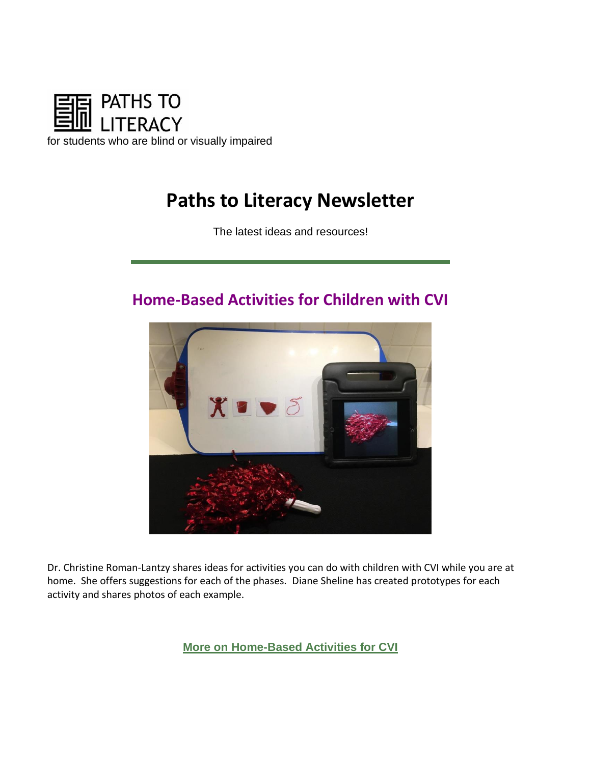PATHS TO LITERACY

for students who are blind or visually impaired

# Paths to Literacy Newsletter

The latest ideas and resources!

## Home-Based Activities for Children with CVI

Dr. Christine Roman-Lantzy shares ideas for activities you can do with children with CVI while you are at home. She offers suggestions for each of the phases. Diane Sheline has created prototypes for each activity and shares photos of each example.

**More on Home-Based Activities for CVI**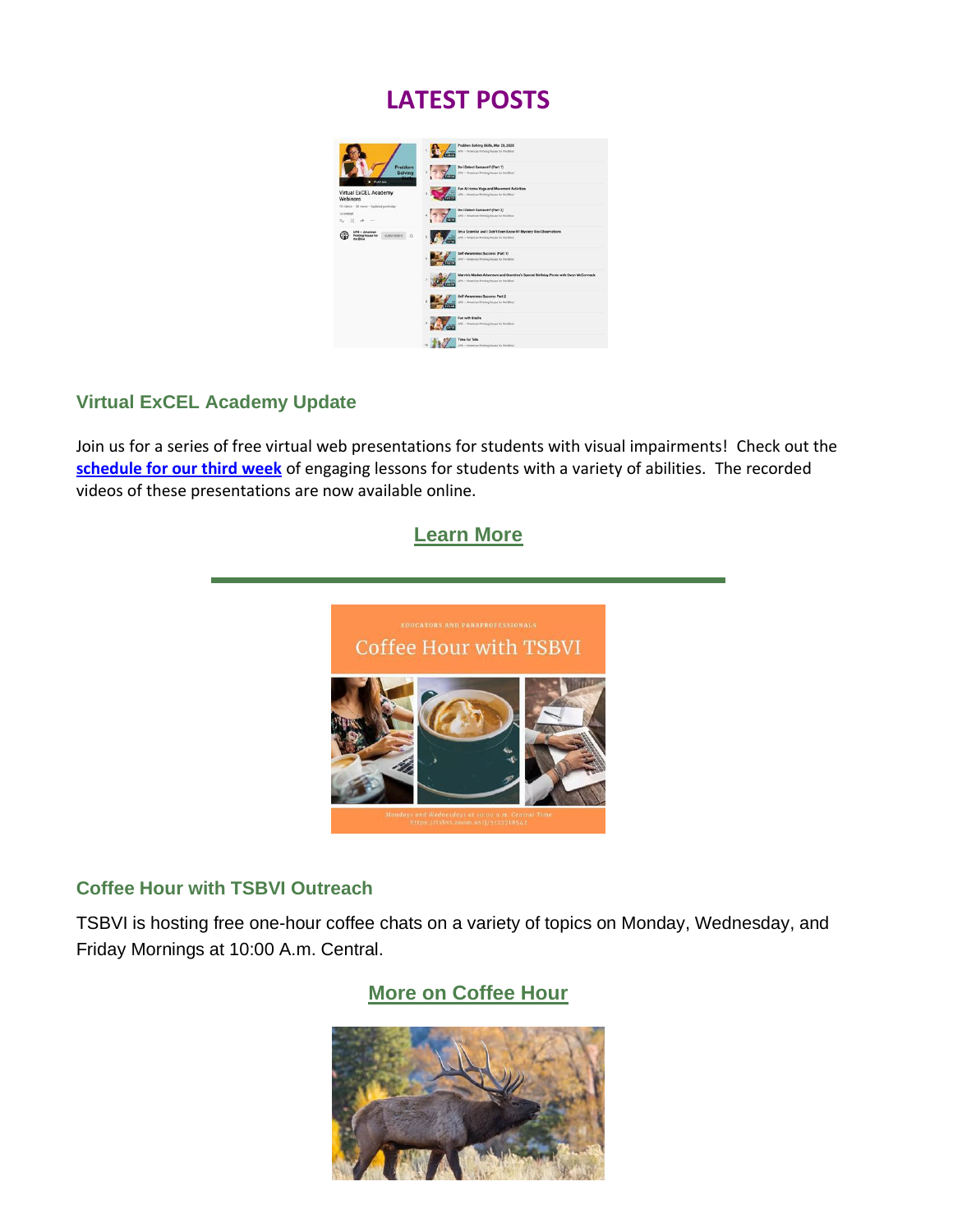## LATEST POSTS

### Virtual ExCEL Academy Update

Join us for a series of free virtual web presentations for students with visual impairments! Check out the **schedule for our third week** of engaging lessons for students with a variety of abilities. The recorded videos of these presentations are now available online.

**Learn More**

### Coffee Hour with TSBVI Outreach

TSBVI is hosting free one-hour coffee chats on a variety of topics on Monday, Wednesday, and Friday Mornings at 10:00 A.m. Central.

**More on Coffee Hour**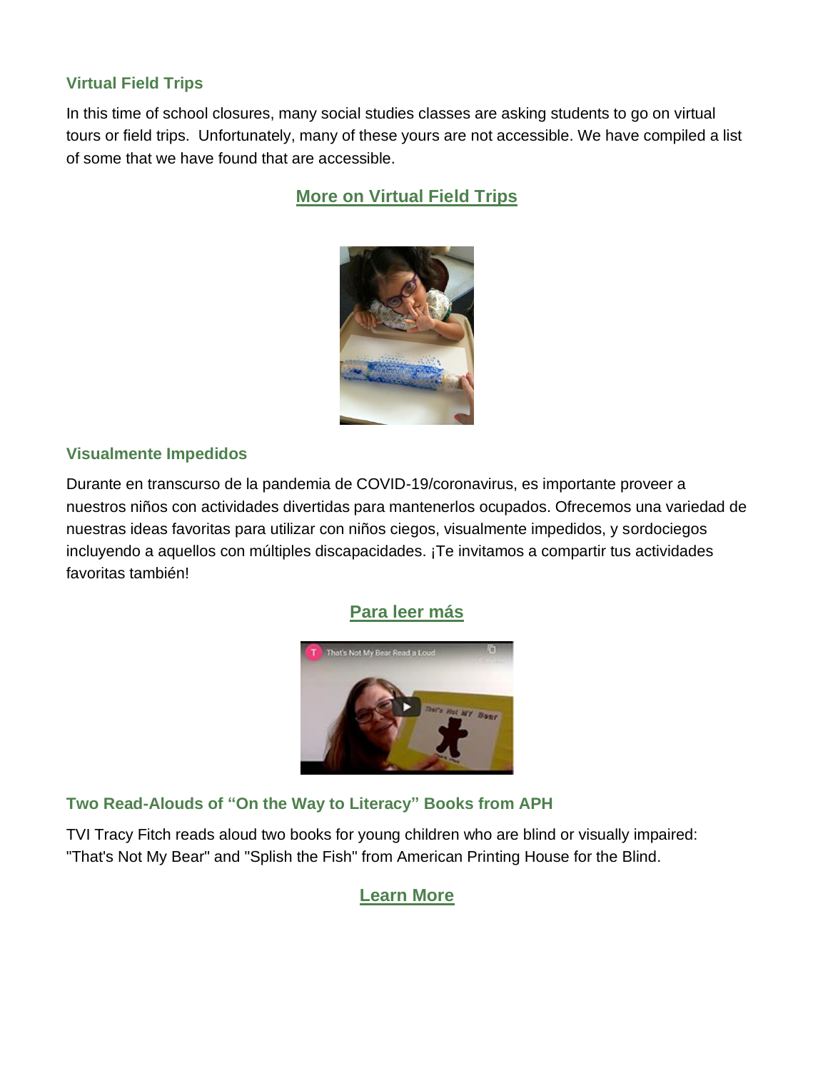### Virtual Field Trips

In this time of school closures, many social studies classes are asking students to go on virtual tours or field trips. Unfortunately, many of these yours are not accessible. We have compiled a list of some that we have found that are accessible.

**More on Virtual Field Trips**

### Visualmente Impedidos

Durante en transcurso de la pandemia de COVID-19/coronavirus, es importante proveer a nuestros niños con actividades divertidas para mantenerlos ocupados. Ofrecemos una variedad de nuestras ideas favoritas para utilizar con niños ciegos, visualmente impedidos, y sordociegos incluyendo a aquellos con múltiples discapacidades. ¡Te invitamos a compartir tus actividades favoritas también!

**Para leer más**

### Two Read-Alouds of "On the Way to Literacy" Books from APH

TVI Tracy Fitch reads aloud two books for young children who are blind or visually impaired: "That's Not My Bear" and "Splish the Fish" from American Printing House for the Blind.

**Learn More**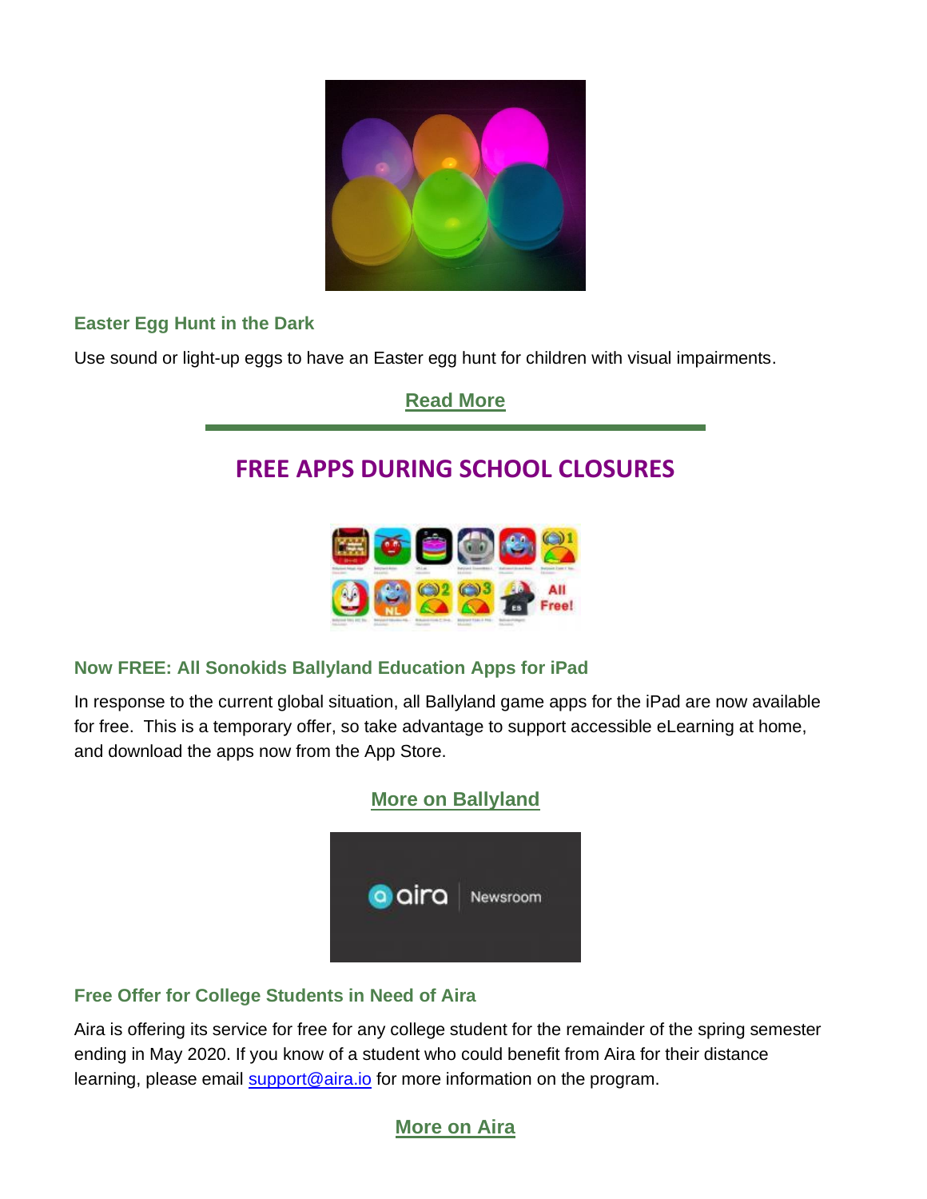### Easter Egg Hunt in the Dark

Use sound or light-up eggs to have an Easter egg hunt for children with visual impairments.

**Read More**

---

## FREE APPS DURING SCHOOL CLOSURES

### Now FREE: All Sonokids Ballyland Education Apps for iPad

In response to the current global situation, all Ballyland game apps for the iPad are now available for free. This is a temporary offer, so take advantage to support accessible eLearning at home, and download the apps now from the App Store.

**More on Ballyland**

### Free Offer for College Students in Need of Aira

Aira is offering its service for free for any college student for the remainder of the spring semester ending in May 2020. If you know of a student who could benefit from Aira for their distance learning, please email support@aira.io for more information on the program.

**More on Aira**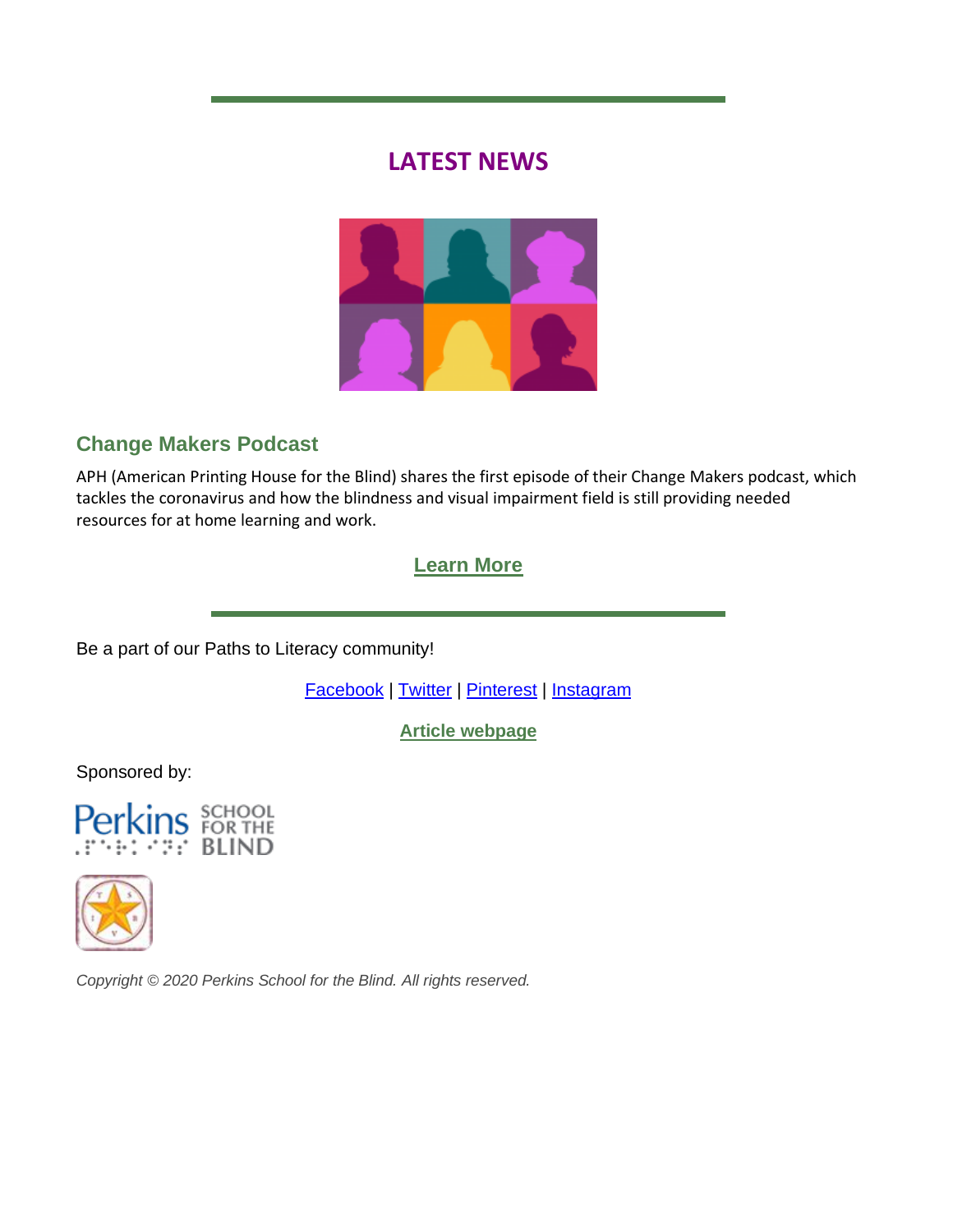## LATEST NEWS

### Change Makers Podcast

APH (American Printing House for the Blind) shares the first episode of their Change Makers podcast, which tackles the coronavirus and how the blindness and visual impairment field is still providing needed resources for at home learning and work.

**Learn More**

---

Be a part of our Paths to Literacy community!

Facebook | Twitter | Pinterest | Instagram

**Article webpage**

Sponsored by:

Perkins SCHOOL FOR THE BLIND

*Copyright © 2020 Perkins School for the Blind. All rights reserved.*